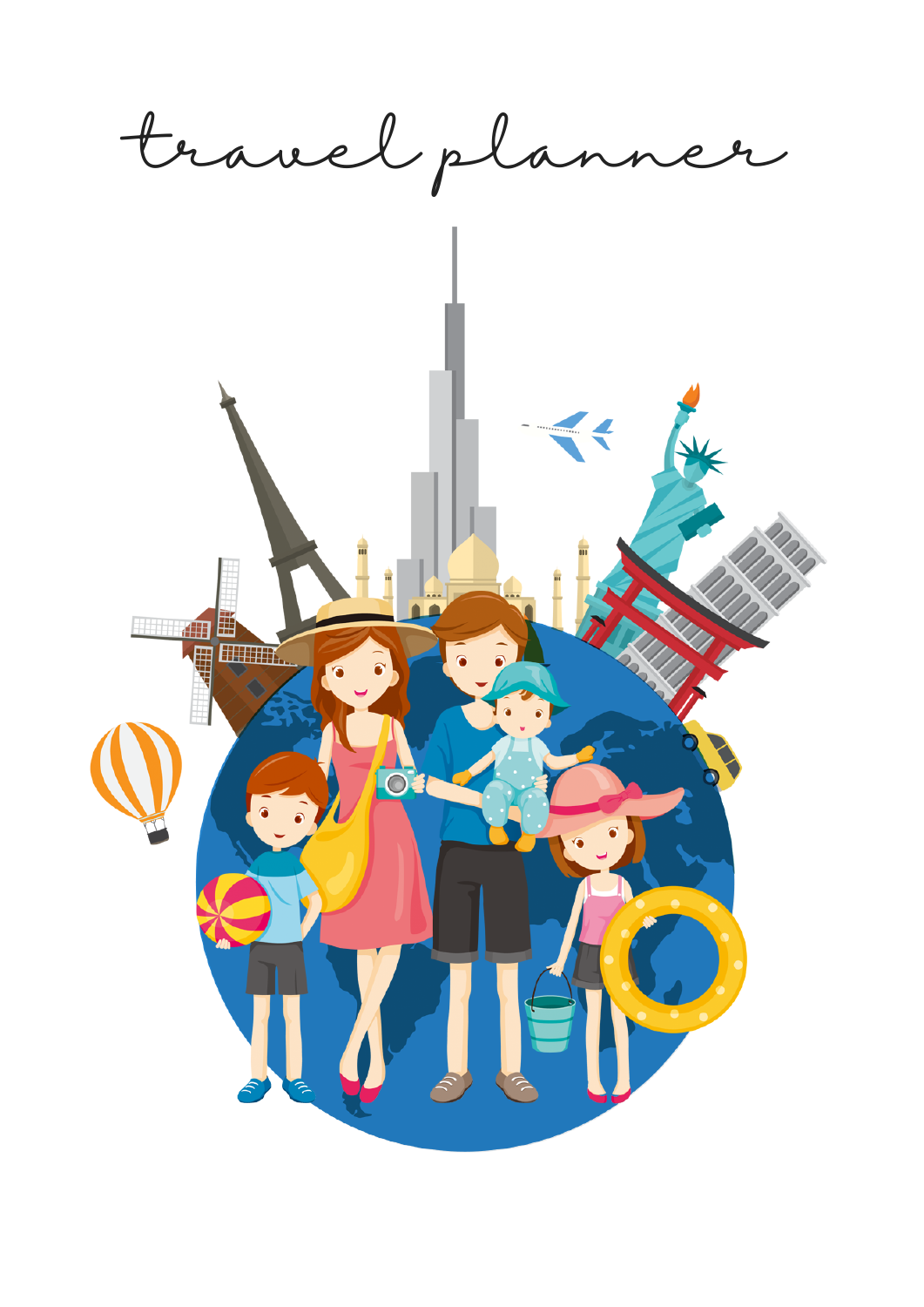# travel planner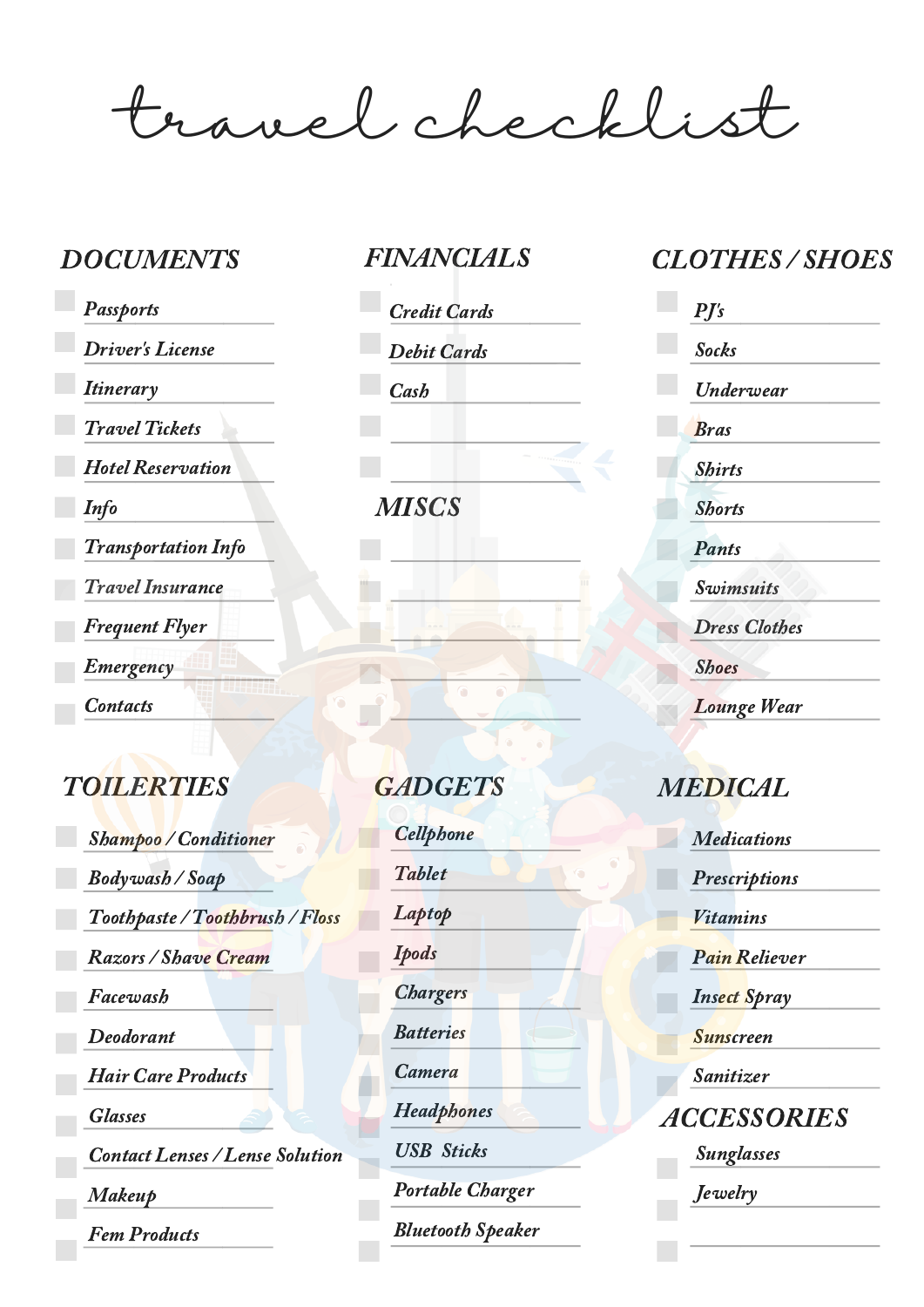# travel checklist

## DOCUMENTS

- [ ] Passports
- [ ] Driver's License
- [ ] Itinerary
- [ ] Travel Tickets
- [ ] Hotel Reservation
- [ ] Info
- [ ] Transportation Info
- [ ] Travel Insurance
- [ ] Frequent Flyer
- [ ] Emergency
- [ ] Contacts

## FINANCIALS

- [ ] Credit Cards
- [ ] Debit Cards
- [ ] Cash
- [ ] 
- [ ] 

## MISCS

- [ ] 
- [ ] 
- [ ] 
- [ ] 
- [ ] 

## CLOTHES / SHOES

- [ ] PJ's
- [ ] Socks
- [ ] Underwear
- [ ] Bras
- [ ] Shirts
- [ ] Shorts
- [ ] Pants
- [ ] Swimsuits
- [ ] Dress Clothes
- [ ] Shoes
- [ ] Lounge Wear

## TOILERTIES

- [ ] Shampoo / Conditioner
- [ ] Bodywash / Soap
- [ ] Toothpaste / Toothbrush / Floss
- [ ] Razors / Shave Cream
- [ ] Facewash
- [ ] Deodorant
- [ ] Hair Care Products
- [ ] Glasses
- [ ] Contact Lenses / Lense Solution
- [ ] Makeup
- [ ] Fem Products

## GADGETS

- [ ] Cellphone
- [ ] Tablet
- [ ] Laptop
- [ ] Ipods
- [ ] Chargers
- [ ] Batteries
- [ ] Camera
- [ ] Headphones
- [ ] USB Sticks
- [ ] Portable Charger
- [ ] Bluetooth Speaker

## MEDICAL

- [ ] Medications
- [ ] Prescriptions
- [ ] Vitamins
- [ ] Pain Reliever
- [ ] Insect Spray
- [ ] Sunscreen
- [ ] Sanitizer

## ACCESSORIES

- [ ] Sunglasses
- [ ] Jewelry
- [ ]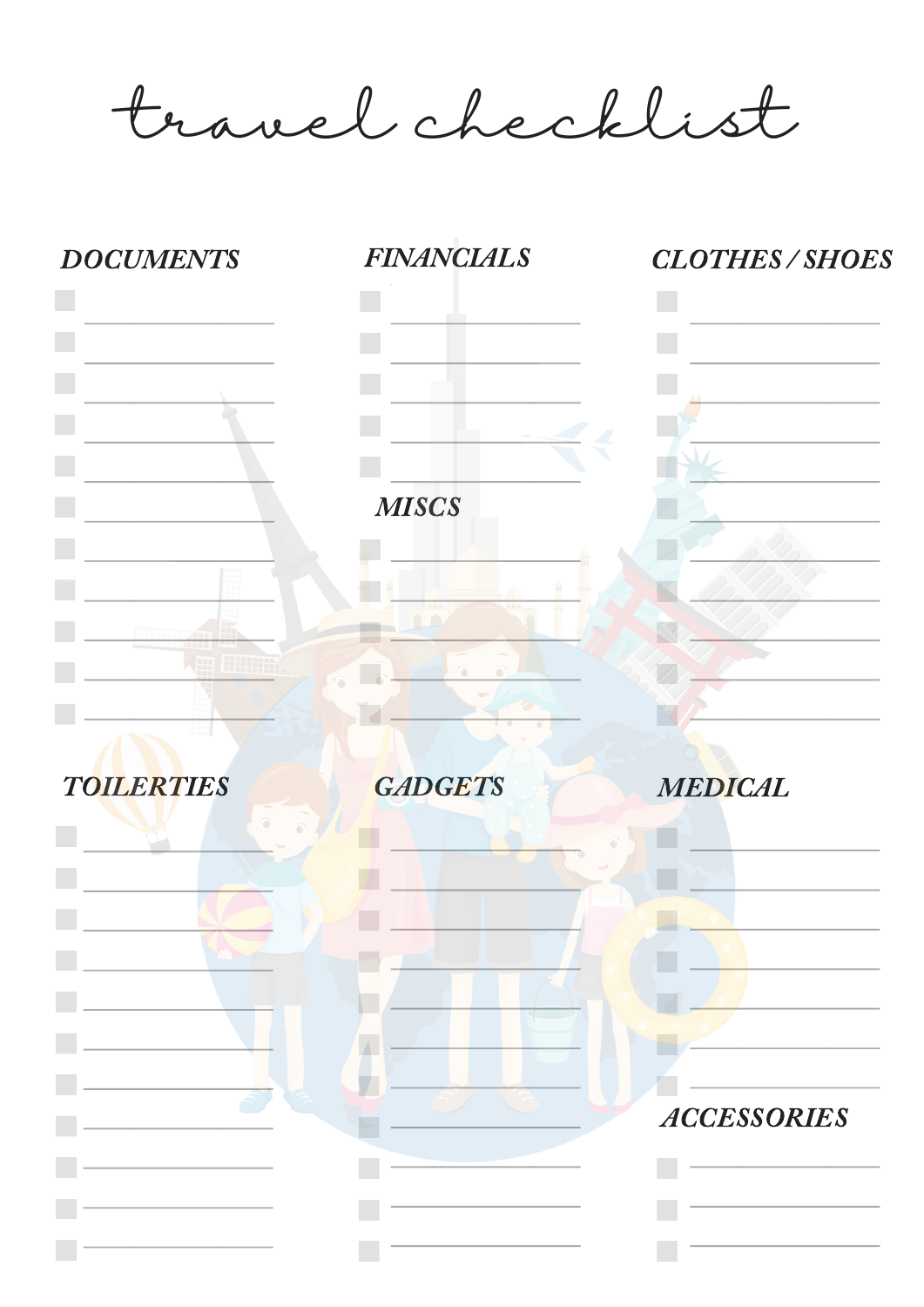# travel checklist

## DOCUMENTS

- [ ] 
- [ ] 
- [ ] 
- [ ] 
- [ ] 
- [ ] 
- [ ] 
- [ ] 
- [ ] 
- [ ] 
- [ ] 

## FINANCIALS

- [ ] 
- [ ] 
- [ ] 
- [ ] 
- [ ] 

## MISCS

- [ ] 
- [ ] 
- [ ] 
- [ ] 
- [ ] 

## CLOTHES / SHOES

- [ ] 
- [ ] 
- [ ] 
- [ ] 
- [ ] 
- [ ] 
- [ ] 
- [ ] 
- [ ] 
- [ ] 
- [ ] 

## TOILERTIES

- [ ] 
- [ ] 
- [ ] 
- [ ] 
- [ ] 
- [ ] 
- [ ] 
- [ ] 
- [ ] 
- [ ] 
- [ ] 

## GADGETS

- [ ] 
- [ ] 
- [ ] 
- [ ] 
- [ ] 
- [ ] 
- [ ] 
- [ ] 
- [ ] 
- [ ] 
- [ ] 

## MEDICAL

- [ ] 
- [ ] 
- [ ] 
- [ ] 
- [ ] 
- [ ] 
- [ ] 

## ACCESSORIES

- [ ] 
- [ ] 
- [ ]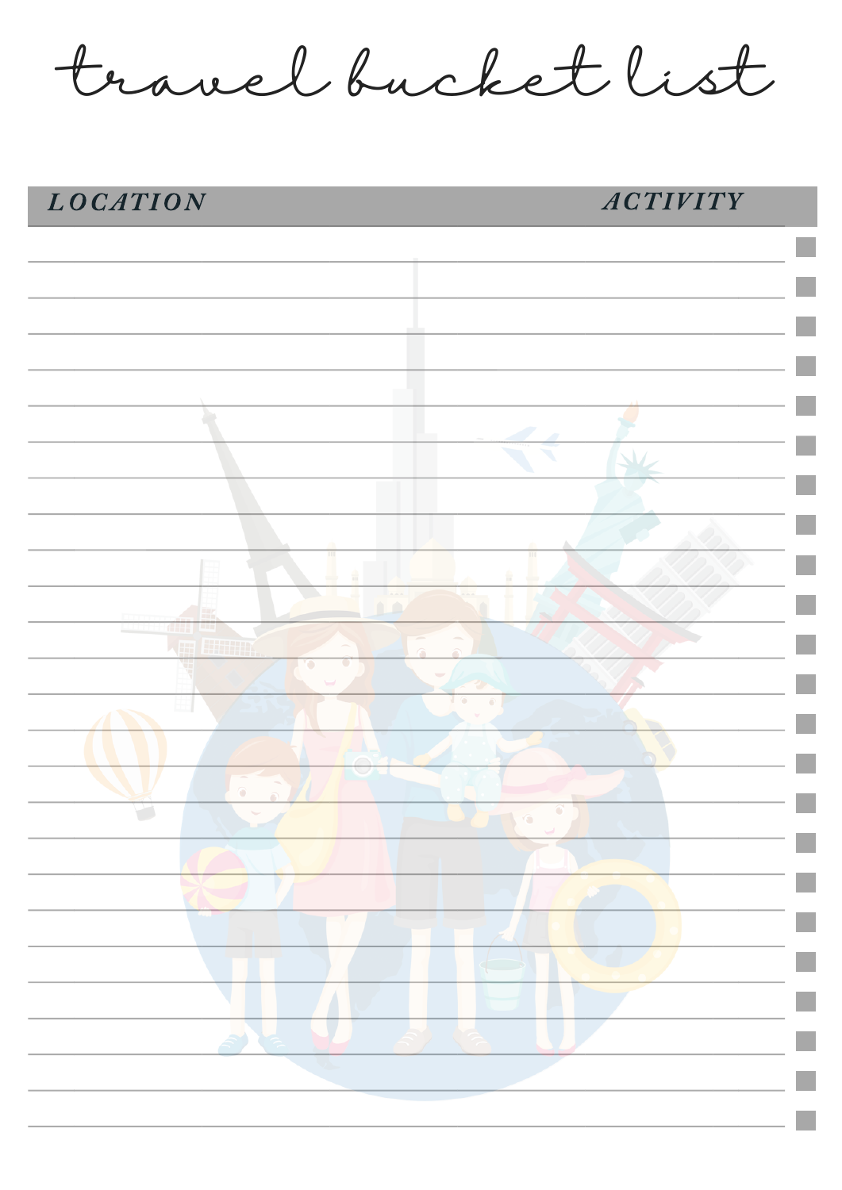# travel bucket list

| LOCATION | ACTIVITY |
| --- | --- |
| | |
| | |
| | |
| | |
| | |
| | |
| | |
| | |
| | |
| | |
| | |
| | |
| | |
| | |
| | |
| | |
| | |
| | |
| | |
| | |
| | |
| | |
| | |
| | |
| | |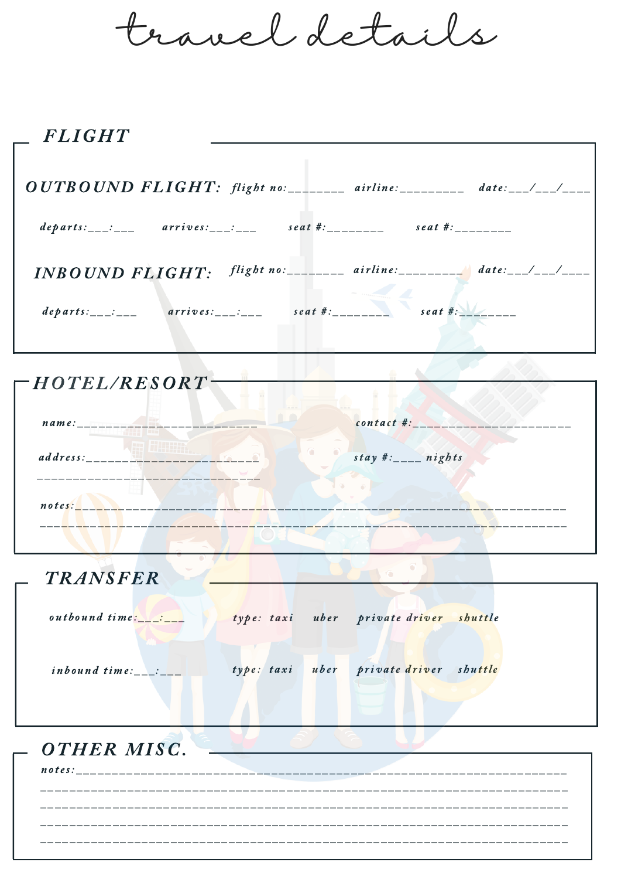# travel details

## FLIGHT

**OUTBOUND FLIGHT:** *flight no:*________ *airline:*_________ *date:*___/___/____

*departs:*___:___ *arrives:*___:___ *seat #:*________ *seat #:*________

**INBOUND FLIGHT:** *flight no:*________ *airline:*_________ *date:*___/___/____

*departs:*___:___ *arrives:*___:___ *seat #:*________ *seat #:*________

## HOTEL/RESORT

*name:*____________________________ *contact #:*________________________

*address:*__________________________ *stay #:*____ *nights*

________________________________

*notes:*_________________________________________________________________

__________________________________________________________________________

## TRANSFER

*outbound time:*___:___ *type: taxi uber private driver shuttle*

*inbound time:*___:___ *type: taxi uber private driver shuttle*

## OTHER MISC.

*notes:*_________________________________________________________________

__________________________________________________________________________

__________________________________________________________________________

__________________________________________________________________________

__________________________________________________________________________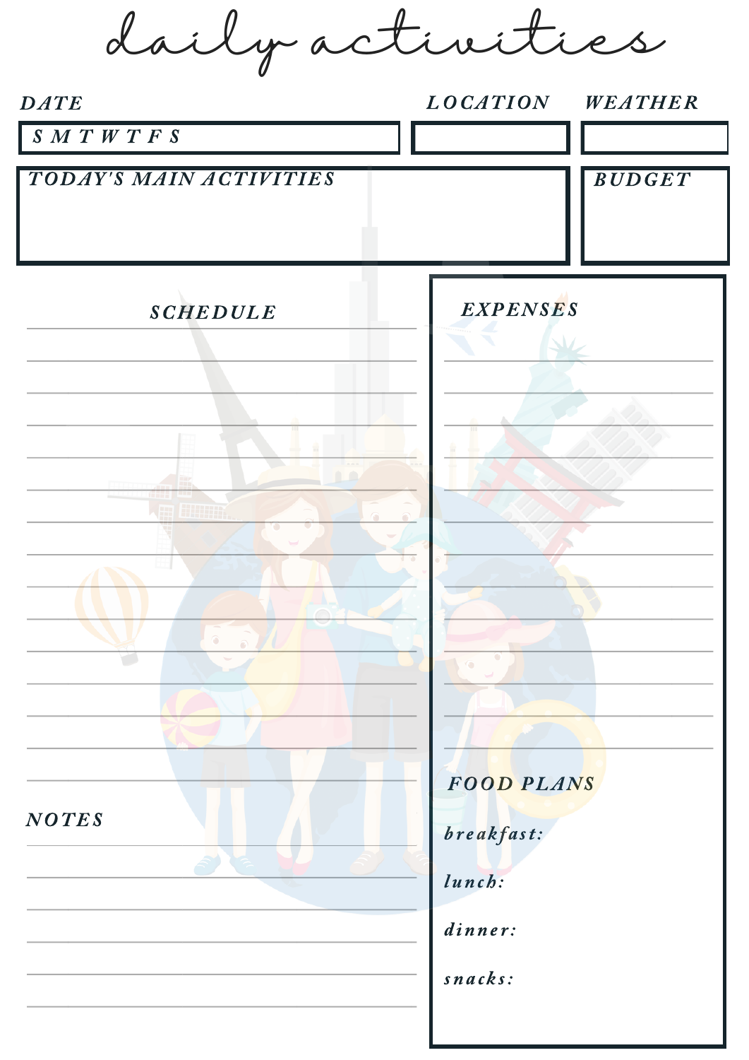# daily activities

**DATE**

**S M T W T F S**

**LOCATION**

**WEATHER**

**TODAY'S MAIN ACTIVITIES**

**BUDGET**

**SCHEDULE**

**NOTES**

**EXPENSES**

**FOOD PLANS**

*breakfast:*

*lunch:*

*dinner:*

*snacks:*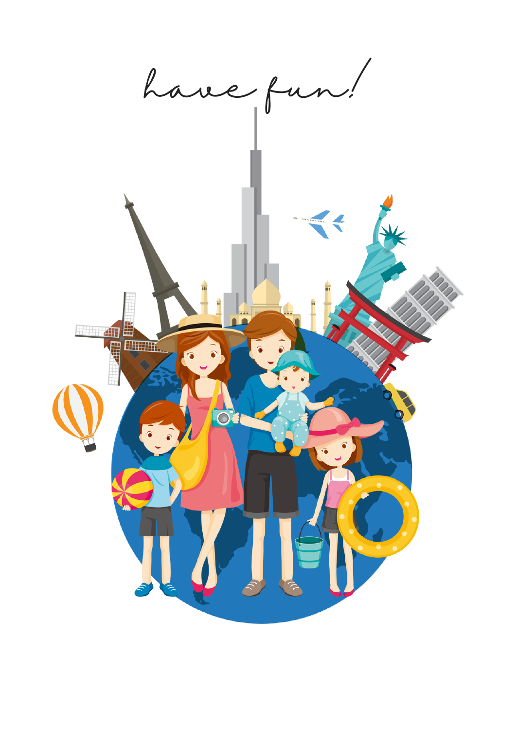have fun!